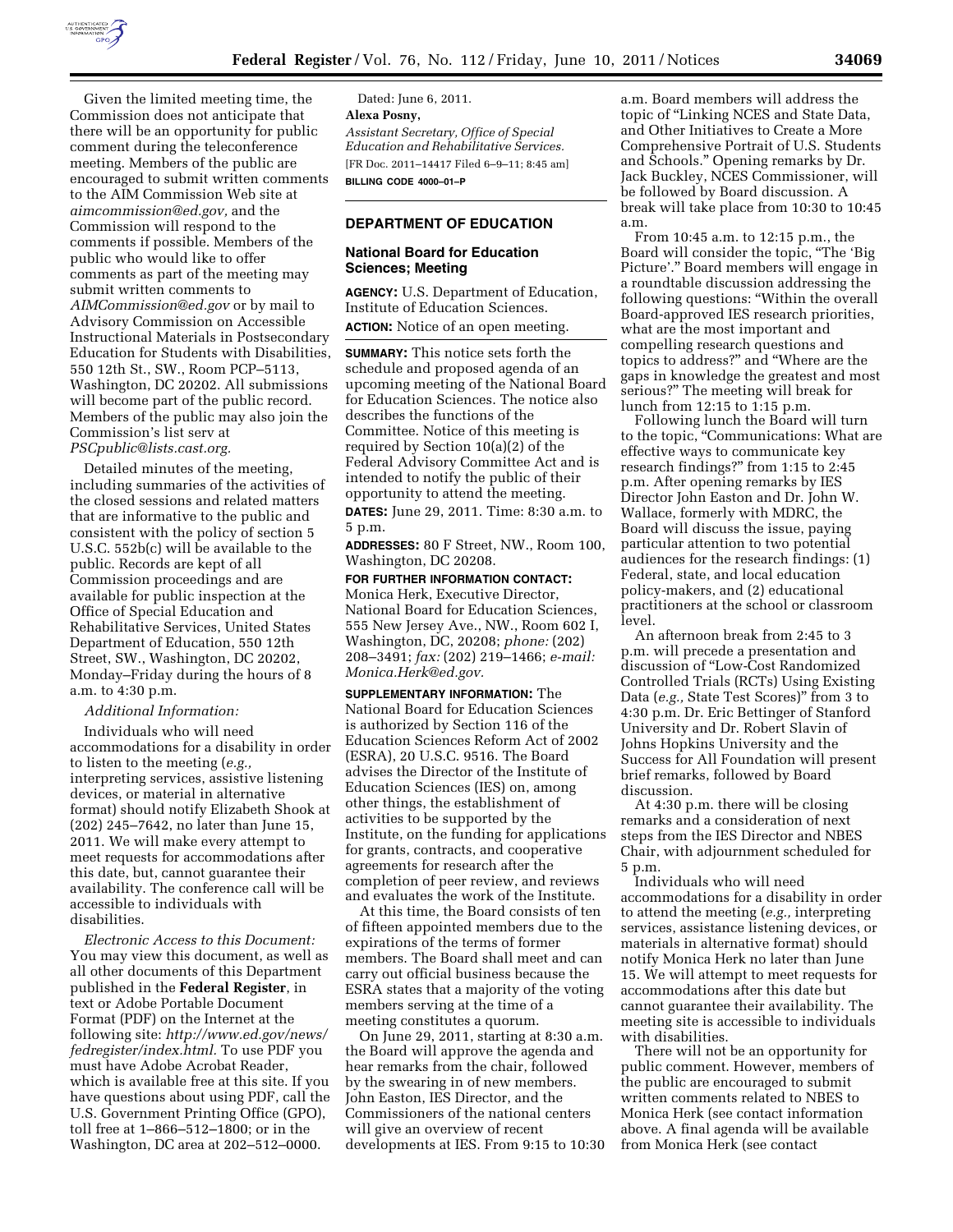Given the limited meeting time, the Commission does not anticipate that there will be an opportunity for public comment during the teleconference meeting. Members of the public are encouraged to submit written comments to the AIM Commission Web site at *aimcommission@ed.gov,* and the Commission will respond to the comments if possible. Members of the public who would like to offer comments as part of the meeting may submit written comments to *AIMCommission@ed.gov* or by mail to Advisory Commission on Accessible Instructional Materials in Postsecondary Education for Students with Disabilities, 550 12th St., SW., Room PCP–5113, Washington, DC 20202. All submissions will become part of the public record. Members of the public may also join the Commission's list serv at *PSCpublic@lists.cast.org.*

Detailed minutes of the meeting, including summaries of the activities of the closed sessions and related matters that are informative to the public and consistent with the policy of section 5 U.S.C. 552b(c) will be available to the public. Records are kept of all Commission proceedings and are available for public inspection at the Office of Special Education and Rehabilitative Services, United States Department of Education, 550 12th Street, SW., Washington, DC 20202, Monday–Friday during the hours of 8 a.m. to 4:30 p.m.

*Additional Information:*

Individuals who will need accommodations for a disability in order to listen to the meeting (*e.g.,* interpreting services, assistive listening devices, or material in alternative format) should notify Elizabeth Shook at (202) 245–7642, no later than June 15, 2011. We will make every attempt to meet requests for accommodations after this date, but, cannot guarantee their availability. The conference call will be accessible to individuals with disabilities.

*Electronic Access to this Document:* You may view this document, as well as all other documents of this Department published in the **Federal Register**, in text or Adobe Portable Document Format (PDF) on the Internet at the following site: *http://www.ed.gov/news/fedregister/index.html.* To use PDF you must have Adobe Acrobat Reader, which is available free at this site. If you have questions about using PDF, call the U.S. Government Printing Office (GPO), toll free at 1–866–512–1800; or in the Washington, DC area at 202–512–0000.

Dated: June 6, 2011.

**Alexa Posny,**

*Assistant Secretary, Office of Special Education and Rehabilitative Services.*

[FR Doc. 2011–14417 Filed 6–9–11; 8:45 am]

**BILLING CODE 4000–01–P**

## DEPARTMENT OF EDUCATION

### National Board for Education Sciences; Meeting

**AGENCY:** U.S. Department of Education, Institute of Education Sciences.

**ACTION:** Notice of an open meeting.

**SUMMARY:** This notice sets forth the schedule and proposed agenda of an upcoming meeting of the National Board for Education Sciences. The notice also describes the functions of the Committee. Notice of this meeting is required by Section 10(a)(2) of the Federal Advisory Committee Act and is intended to notify the public of their opportunity to attend the meeting.

**DATES:** June 29, 2011. Time: 8:30 a.m. to 5 p.m.

**ADDRESSES:** 80 F Street, NW., Room 100, Washington, DC 20208.

**FOR FURTHER INFORMATION CONTACT:** Monica Herk, Executive Director, National Board for Education Sciences, 555 New Jersey Ave., NW., Room 602 I, Washington, DC, 20208; *phone:* (202) 208–3491; *fax:* (202) 219–1466; *e-mail: Monica.Herk@ed.gov.*

**SUPPLEMENTARY INFORMATION:** The National Board for Education Sciences is authorized by Section 116 of the Education Sciences Reform Act of 2002 (ESRA), 20 U.S.C. 9516. The Board advises the Director of the Institute of Education Sciences (IES) on, among other things, the establishment of activities to be supported by the Institute, on the funding for applications for grants, contracts, and cooperative agreements for research after the completion of peer review, and reviews and evaluates the work of the Institute.

At this time, the Board consists of ten of fifteen appointed members due to the expirations of the terms of former members. The Board shall meet and can carry out official business because the ESRA states that a majority of the voting members serving at the time of a meeting constitutes a quorum.

On June 29, 2011, starting at 8:30 a.m. the Board will approve the agenda and hear remarks from the chair, followed by the swearing in of new members. John Easton, IES Director, and the Commissioners of the national centers will give an overview of recent developments at IES. From 9:15 to 10:30 a.m. Board members will address the topic of "Linking NCES and State Data, and Other Initiatives to Create a More Comprehensive Portrait of U.S. Students and Schools." Opening remarks by Dr. Jack Buckley, NCES Commissioner, will be followed by Board discussion. A break will take place from 10:30 to 10:45 a.m.

From 10:45 a.m. to 12:15 p.m., the Board will consider the topic, "The 'Big Picture'." Board members will engage in a roundtable discussion addressing the following questions: "Within the overall Board-approved IES research priorities, what are the most important and compelling research questions and topics to address?" and "Where are the gaps in knowledge the greatest and most serious?" The meeting will break for lunch from 12:15 to 1:15 p.m.

Following lunch the Board will turn to the topic, "Communications: What are effective ways to communicate key research findings?" from 1:15 to 2:45 p.m. After opening remarks by IES Director John Easton and Dr. John W. Wallace, formerly with MDRC, the Board will discuss the issue, paying particular attention to two potential audiences for the research findings: (1) Federal, state, and local education policy-makers, and (2) educational practitioners at the school or classroom level.

An afternoon break from 2:45 to 3 p.m. will precede a presentation and discussion of "Low-Cost Randomized Controlled Trials (RCTs) Using Existing Data (*e.g.,* State Test Scores)" from 3 to 4:30 p.m. Dr. Eric Bettinger of Stanford University and Dr. Robert Slavin of Johns Hopkins University and the Success for All Foundation will present brief remarks, followed by Board discussion.

At 4:30 p.m. there will be closing remarks and a consideration of next steps from the IES Director and NBES Chair, with adjournment scheduled for 5 p.m.

Individuals who will need accommodations for a disability in order to attend the meeting (*e.g.,* interpreting services, assistance listening devices, or materials in alternative format) should notify Monica Herk no later than June 15. We will attempt to meet requests for accommodations after this date but cannot guarantee their availability. The meeting site is accessible to individuals with disabilities.

There will not be an opportunity for public comment. However, members of the public are encouraged to submit written comments related to NBES to Monica Herk (see contact information above. A final agenda will be available from Monica Herk (see contact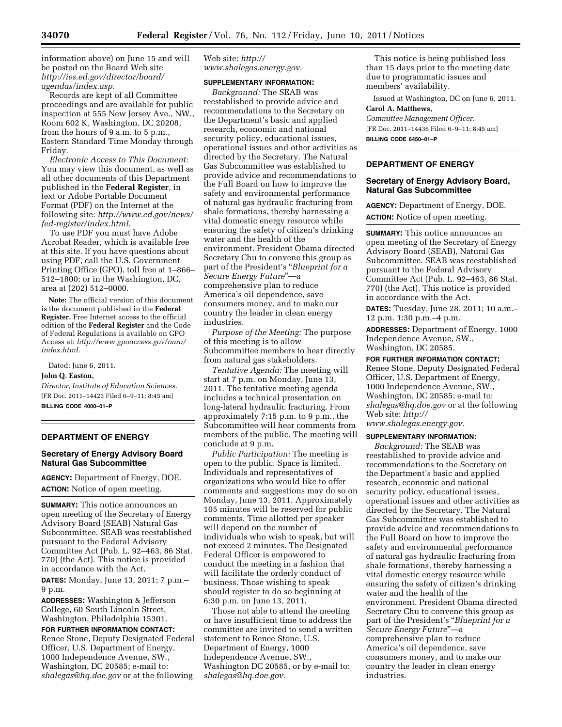information above) on June 15 and will be posted on the Board Web site *http://ies.ed.gov/director/board/agendas/index.asp.*

Records are kept of all Committee proceedings and are available for public inspection at 555 New Jersey Ave., NW., Room 602 K, Washington, DC 20208, from the hours of 9 a.m. to 5 p.m., Eastern Standard Time Monday through Friday.

*Electronic Access to This Document:* You may view this document, as well as all other documents of this Department published in the **Federal Register**, in text or Adobe Portable Document Format (PDF) on the Internet at the following site: *http://www.ed.gov/news/fed-register/index.html.*

To use PDF you must have Adobe Acrobat Reader, which is available free at this site. If you have questions about using PDF, call the U.S. Government Printing Office (GPO), toll free at 1–866–512–1800; or in the Washington, DC, area at (202) 512–0000.

**Note:** The official version of this document is the document published in the **Federal Register.** Free Internet access to the official edition of the **Federal Register** and the Code of Federal Regulations is available on GPO Access at: *http://www.gpoaccess.gov/nara/index.html.*

Dated: June 6, 2011.

**John Q. Easton,**

*Director, Institute of Education Sciences.*

[FR Doc. 2011–14423 Filed 6–9–11; 8:45 am]

**BILLING CODE 4000–01–P**

## DEPARTMENT OF ENERGY

### Secretary of Energy Advisory Board Natural Gas Subcommittee

**AGENCY:** Department of Energy, DOE.

**ACTION:** Notice of open meeting.

**SUMMARY:** This notice announces an open meeting of the Secretary of Energy Advisory Board (SEAB) Natural Gas Subcommittee. SEAB was reestablished pursuant to the Federal Advisory Committee Act (Pub. L. 92–463, 86 Stat. 770) (the Act). This notice is provided in accordance with the Act.

**DATES:** Monday, June 13, 2011; 7 p.m.–9 p.m.

**ADDRESSES:** Washington & Jefferson College, 60 South Lincoln Street, Washington, Philadelphia 15301.

**FOR FURTHER INFORMATION CONTACT:** Renee Stone, Deputy Designated Federal Officer, U.S. Department of Energy, 1000 Independence Avenue, SW., Washington, DC 20585; e-mail to: *shalegas@hq.doe.gov* or at the following Web site: *http://www.shalegas.energy.gov.*

**SUPPLEMENTARY INFORMATION:**

*Background:* The SEAB was reestablished to provide advice and recommendations to the Secretary on the Department's basic and applied research, economic and national security policy, educational issues, operational issues and other activities as directed by the Secretary. The Natural Gas Subcommittee was established to provide advice and recommendations to the Full Board on how to improve the safety and environmental performance of natural gas hydraulic fracturing from shale formations, thereby harnessing a vital domestic energy resource while ensuring the safety of citizen's drinking water and the health of the environment. President Obama directed Secretary Chu to convene this group as part of the President's "*Blueprint for a Secure Energy Future*"—a comprehensive plan to reduce America's oil dependence, save consumers money, and to make our country the leader in clean energy industries.

*Purpose of the Meeting:* The purpose of this meeting is to allow Subcommittee members to hear directly from natural gas stakeholders.

*Tentative Agenda:* The meeting will start at 7 p.m. on Monday, June 13, 2011. The tentative meeting agenda includes a technical presentation on long-lateral hydraulic fracturing. From approximately 7:15 p.m. to 9 p.m., the Subcommittee will hear comments from members of the public. The meeting will conclude at 9 p.m.

*Public Participation:* The meeting is open to the public. Space is limited. Individuals and representatives of organizations who would like to offer comments and suggestions may do so on Monday, June 13, 2011. Approximately 105 minutes will be reserved for public comments. Time allotted per speaker will depend on the number of individuals who wish to speak, but will not exceed 2 minutes. The Designated Federal Officer is empowered to conduct the meeting in a fashion that will facilitate the orderly conduct of business. Those wishing to speak should register to do so beginning at 6:30 p.m. on June 13, 2011.

Those not able to attend the meeting or have insufficient time to address the committee are invited to send a written statement to Renee Stone, U.S. Department of Energy, 1000 Independence Avenue, SW., Washington DC 20585, or by e-mail to: *shalegas@hq.doe.gov.*

This notice is being published less than 15 days prior to the meeting date due to programmatic issues and members' availability.

Issued at Washington, DC on June 6, 2011.

**Carol A. Matthews,**

*Committee Management Officer.*

[FR Doc. 2011–14436 Filed 6–9–11; 8:45 am]

**BILLING CODE 6450–01–P**

## DEPARTMENT OF ENERGY

### Secretary of Energy Advisory Board, Natural Gas Subcommittee

**AGENCY:** Department of Energy, DOE.

**ACTION:** Notice of open meeting.

**SUMMARY:** This notice announces an open meeting of the Secretary of Energy Advisory Board (SEAB), Natural Gas Subcommittee. SEAB was reestablished pursuant to the Federal Advisory Committee Act (Pub. L. 92–463, 86 Stat. 770) (the Act). This notice is provided in accordance with the Act.

**DATES:** Tuesday, June 28, 2011; 10 a.m.–12 p.m. 1:30 p.m.–4 p.m.

**ADDRESSES:** Department of Energy, 1000 Independence Avenue, SW., Washington, DC 20585.

**FOR FURTHER INFORMATION CONTACT:** Renee Stone, Deputy Designated Federal Officer, U.S. Department of Energy, 1000 Independence Avenue, SW., Washington, DC 20585; e-mail to: *shalegas@hq.doe.gov* or at the following Web site: *http://www.shalegas.energy.gov.*

**SUPPLEMENTARY INFORMATION:**

*Background:* The SEAB was reestablished to provide advice and recommendations to the Secretary on the Department's basic and applied research, economic and national security policy, educational issues, operational issues and other activities as directed by the Secretary. The Natural Gas Subcommittee was established to provide advice and recommendations to the Full Board on how to improve the safety and environmental performance of natural gas hydraulic fracturing from shale formations, thereby harnessing a vital domestic energy resource while ensuring the safety of citizen's drinking water and the health of the environment. President Obama directed Secretary Chu to convene this group as part of the President's "*Blueprint for a Secure Energy Future*"—a comprehensive plan to reduce America's oil dependence, save consumers money, and to make our country the leader in clean energy industries.